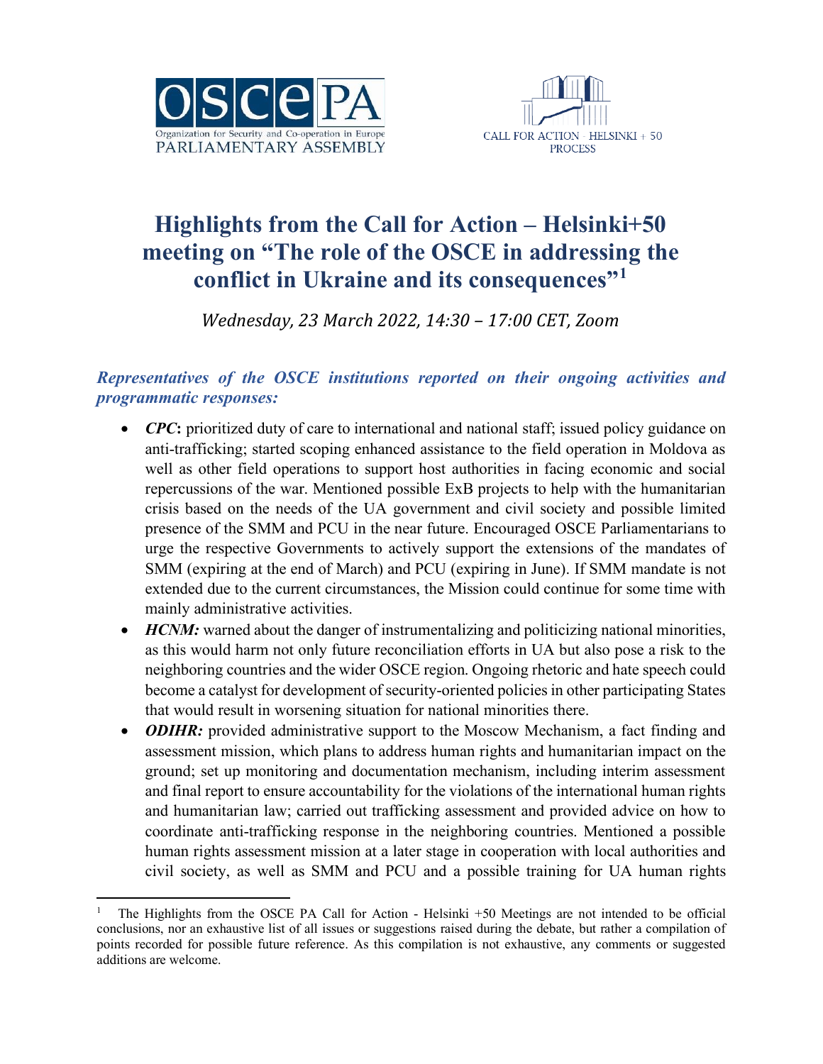# Highlights from the Call for Action – Helsinki+50 meeting on "The role of the OSCE in addressing the conflict in Ukraine and its consequences"[1]

*Wednesday, 23 March 2022, 14:30 – 17:00 CET, Zoom*

## *Representatives of the OSCE institutions reported on their ongoing activities and programmatic responses:*

- ***CPC*****:** prioritized duty of care to international and national staff; issued policy guidance on anti-trafficking; started scoping enhanced assistance to the field operation in Moldova as well as other field operations to support host authorities in facing economic and social repercussions of the war. Mentioned possible ExB projects to help with the humanitarian crisis based on the needs of the UA government and civil society and possible limited presence of the SMM and PCU in the near future. Encouraged OSCE Parliamentarians to urge the respective Governments to actively support the extensions of the mandates of SMM (expiring at the end of March) and PCU (expiring in June). If SMM mandate is not extended due to the current circumstances, the Mission could continue for some time with mainly administrative activities.
- ***HCNM:*** warned about the danger of instrumentalizing and politicizing national minorities, as this would harm not only future reconciliation efforts in UA but also pose a risk to the neighboring countries and the wider OSCE region. Ongoing rhetoric and hate speech could become a catalyst for development of security-oriented policies in other participating States that would result in worsening situation for national minorities there.
- ***ODIHR:*** provided administrative support to the Moscow Mechanism, a fact finding and assessment mission, which plans to address human rights and humanitarian impact on the ground; set up monitoring and documentation mechanism, including interim assessment and final report to ensure accountability for the violations of the international human rights and humanitarian law; carried out trafficking assessment and provided advice on how to coordinate anti-trafficking response in the neighboring countries. Mentioned a possible human rights assessment mission at a later stage in cooperation with local authorities and civil society, as well as SMM and PCU and a possible training for UA human rights

---

[1] The Highlights from the OSCE PA Call for Action - Helsinki +50 Meetings are not intended to be official conclusions, nor an exhaustive list of all issues or suggestions raised during the debate, but rather a compilation of points recorded for possible future reference. As this compilation is not exhaustive, any comments or suggested additions are welcome.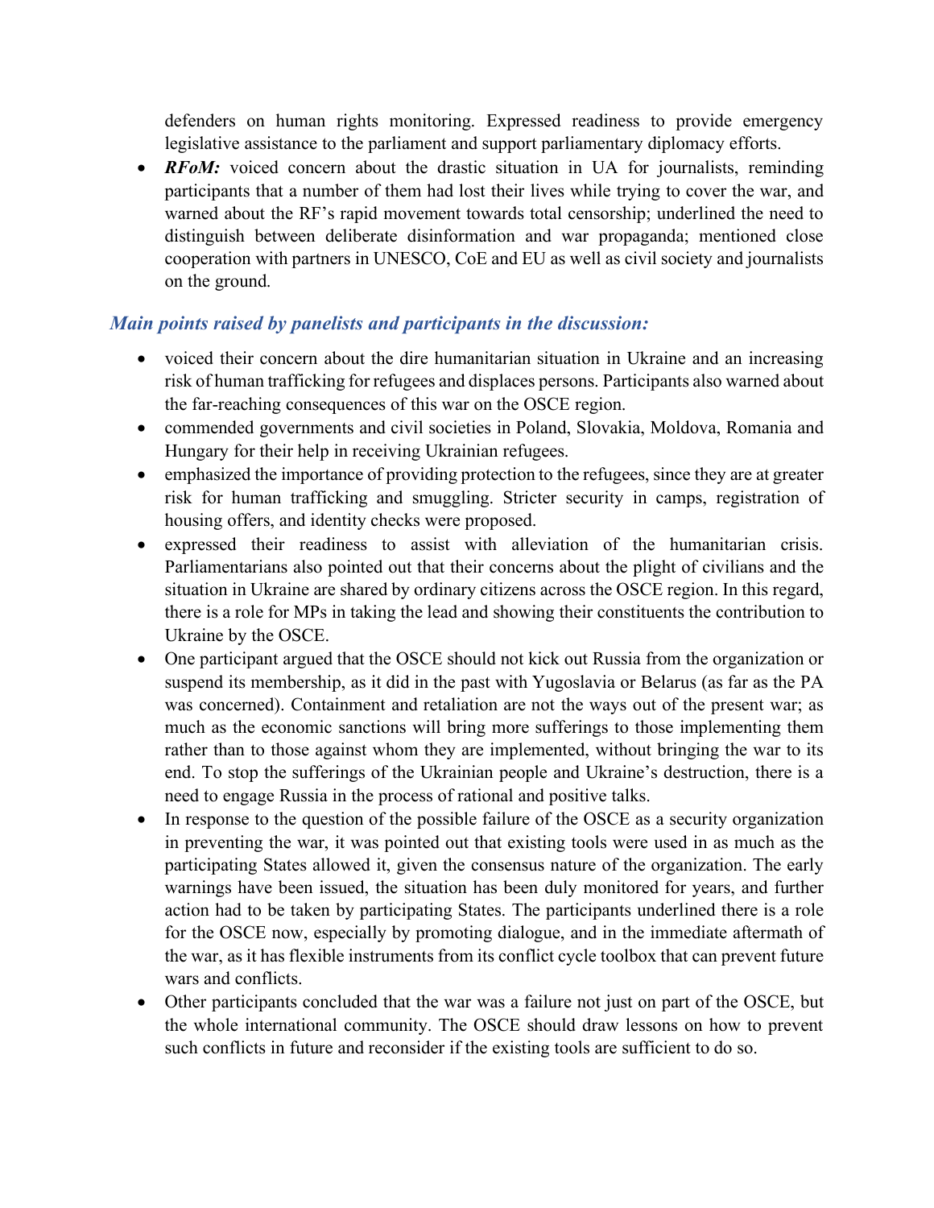defenders on human rights monitoring. Expressed readiness to provide emergency legislative assistance to the parliament and support parliamentary diplomacy efforts.

- ***RFoM:*** voiced concern about the drastic situation in UA for journalists, reminding participants that a number of them had lost their lives while trying to cover the war, and warned about the RF's rapid movement towards total censorship; underlined the need to distinguish between deliberate disinformation and war propaganda; mentioned close cooperation with partners in UNESCO, CoE and EU as well as civil society and journalists on the ground.

### *Main points raised by panelists and participants in the discussion:*

- voiced their concern about the dire humanitarian situation in Ukraine and an increasing risk of human trafficking for refugees and displaces persons. Participants also warned about the far-reaching consequences of this war on the OSCE region.
- commended governments and civil societies in Poland, Slovakia, Moldova, Romania and Hungary for their help in receiving Ukrainian refugees.
- emphasized the importance of providing protection to the refugees, since they are at greater risk for human trafficking and smuggling. Stricter security in camps, registration of housing offers, and identity checks were proposed.
- expressed their readiness to assist with alleviation of the humanitarian crisis. Parliamentarians also pointed out that their concerns about the plight of civilians and the situation in Ukraine are shared by ordinary citizens across the OSCE region. In this regard, there is a role for MPs in taking the lead and showing their constituents the contribution to Ukraine by the OSCE.
- One participant argued that the OSCE should not kick out Russia from the organization or suspend its membership, as it did in the past with Yugoslavia or Belarus (as far as the PA was concerned). Containment and retaliation are not the ways out of the present war; as much as the economic sanctions will bring more sufferings to those implementing them rather than to those against whom they are implemented, without bringing the war to its end. To stop the sufferings of the Ukrainian people and Ukraine's destruction, there is a need to engage Russia in the process of rational and positive talks.
- In response to the question of the possible failure of the OSCE as a security organization in preventing the war, it was pointed out that existing tools were used in as much as the participating States allowed it, given the consensus nature of the organization. The early warnings have been issued, the situation has been duly monitored for years, and further action had to be taken by participating States. The participants underlined there is a role for the OSCE now, especially by promoting dialogue, and in the immediate aftermath of the war, as it has flexible instruments from its conflict cycle toolbox that can prevent future wars and conflicts.
- Other participants concluded that the war was a failure not just on part of the OSCE, but the whole international community. The OSCE should draw lessons on how to prevent such conflicts in future and reconsider if the existing tools are sufficient to do so.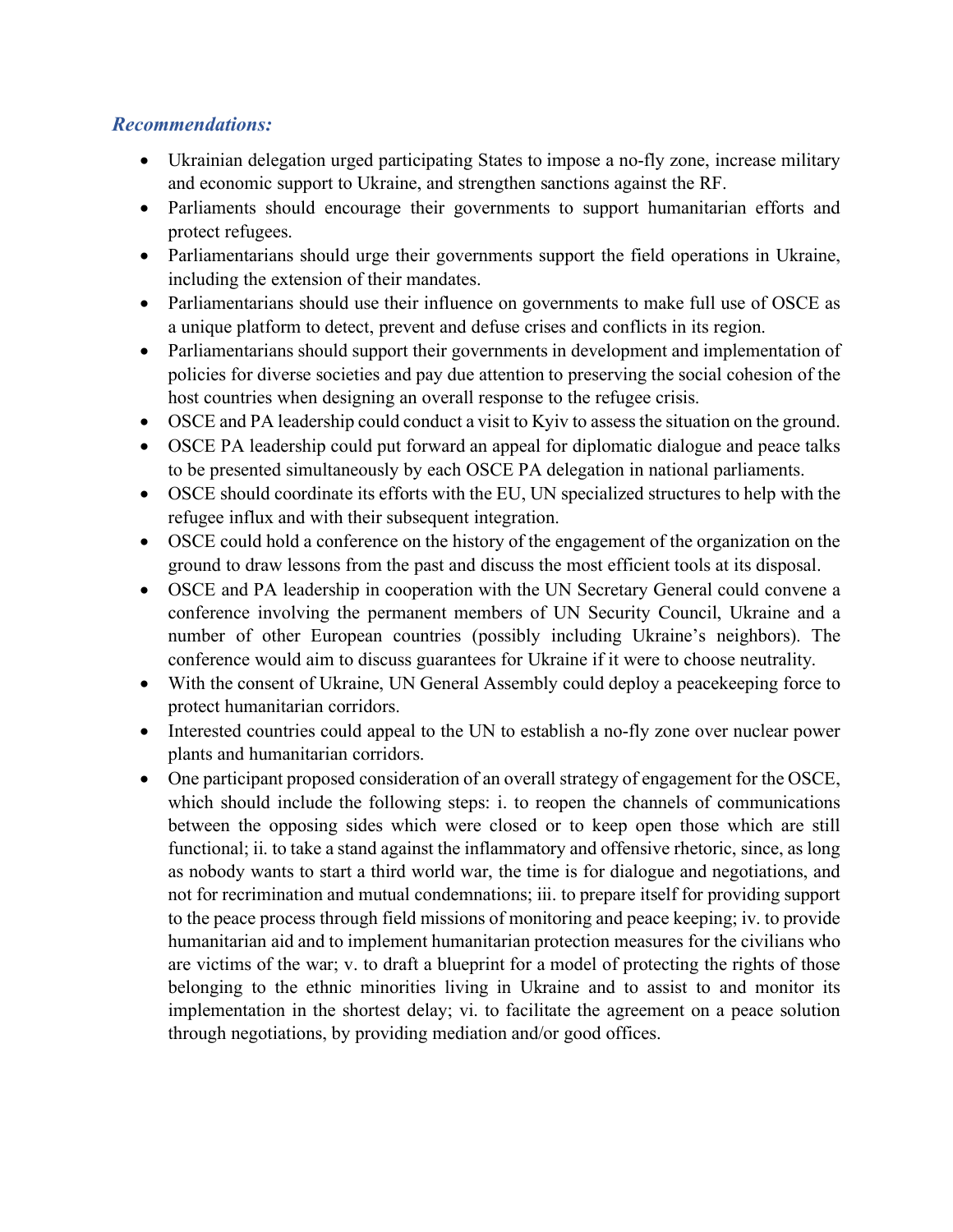### *Recommendations:*

- Ukrainian delegation urged participating States to impose a no-fly zone, increase military and economic support to Ukraine, and strengthen sanctions against the RF.
- Parliaments should encourage their governments to support humanitarian efforts and protect refugees.
- Parliamentarians should urge their governments support the field operations in Ukraine, including the extension of their mandates.
- Parliamentarians should use their influence on governments to make full use of OSCE as a unique platform to detect, prevent and defuse crises and conflicts in its region.
- Parliamentarians should support their governments in development and implementation of policies for diverse societies and pay due attention to preserving the social cohesion of the host countries when designing an overall response to the refugee crisis.
- OSCE and PA leadership could conduct a visit to Kyiv to assess the situation on the ground.
- OSCE PA leadership could put forward an appeal for diplomatic dialogue and peace talks to be presented simultaneously by each OSCE PA delegation in national parliaments.
- OSCE should coordinate its efforts with the EU, UN specialized structures to help with the refugee influx and with their subsequent integration.
- OSCE could hold a conference on the history of the engagement of the organization on the ground to draw lessons from the past and discuss the most efficient tools at its disposal.
- OSCE and PA leadership in cooperation with the UN Secretary General could convene a conference involving the permanent members of UN Security Council, Ukraine and a number of other European countries (possibly including Ukraine's neighbors). The conference would aim to discuss guarantees for Ukraine if it were to choose neutrality.
- With the consent of Ukraine, UN General Assembly could deploy a peacekeeping force to protect humanitarian corridors.
- Interested countries could appeal to the UN to establish a no-fly zone over nuclear power plants and humanitarian corridors.
- One participant proposed consideration of an overall strategy of engagement for the OSCE, which should include the following steps: i. to reopen the channels of communications between the opposing sides which were closed or to keep open those which are still functional; ii. to take a stand against the inflammatory and offensive rhetoric, since, as long as nobody wants to start a third world war, the time is for dialogue and negotiations, and not for recrimination and mutual condemnations; iii. to prepare itself for providing support to the peace process through field missions of monitoring and peace keeping; iv. to provide humanitarian aid and to implement humanitarian protection measures for the civilians who are victims of the war; v. to draft a blueprint for a model of protecting the rights of those belonging to the ethnic minorities living in Ukraine and to assist to and monitor its implementation in the shortest delay; vi. to facilitate the agreement on a peace solution through negotiations, by providing mediation and/or good offices.